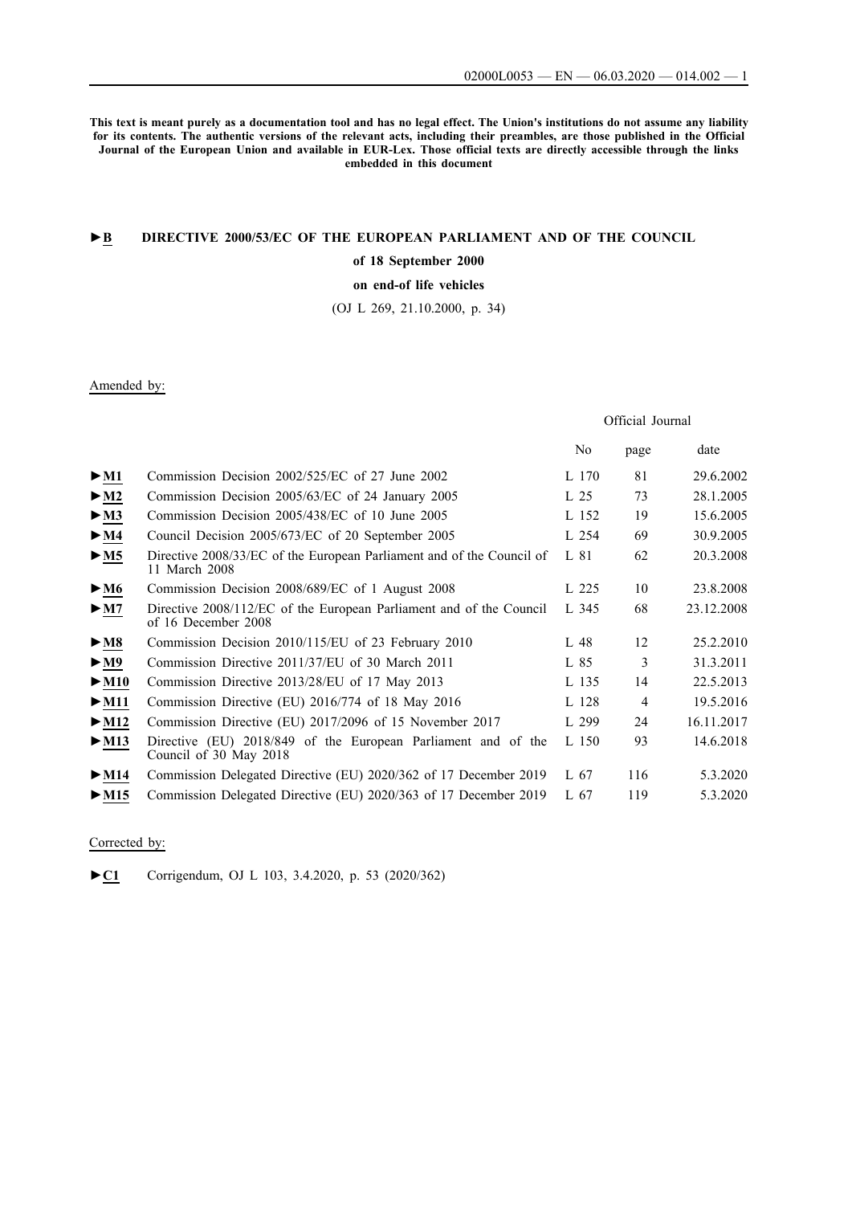**This text is meant purely as a documentation tool and has no legal effect. The Union's institutions do not assume any liability for its contents. The authentic versions of the relevant acts, including their preambles, are those published in the Official Journal of the European Union and available in EUR-Lex. Those official texts are directly accessible through the links embedded in this document**

# ►B DIRECTIVE 2000/53/EC OF THE EUROPEAN PARLIAMENT AND OF THE COUNCIL

**of 18 September 2000**

**on end-of life vehicles**

(OJ L 269, 21.10.2000, p. 34)

Amended by:

| | | Official Journal | | |
|---|---|---|---|---|
| | | No | page | date |
| ►M1 | Commission Decision 2002/525/EC of 27 June 2002 | L 170 | 81 | 29.6.2002 |
| ►M2 | Commission Decision 2005/63/EC of 24 January 2005 | L 25 | 73 | 28.1.2005 |
| ►M3 | Commission Decision 2005/438/EC of 10 June 2005 | L 152 | 19 | 15.6.2005 |
| ►M4 | Council Decision 2005/673/EC of 20 September 2005 | L 254 | 69 | 30.9.2005 |
| ►M5 | Directive 2008/33/EC of the European Parliament and of the Council of 11 March 2008 | L 81 | 62 | 20.3.2008 |
| ►M6 | Commission Decision 2008/689/EC of 1 August 2008 | L 225 | 10 | 23.8.2008 |
| ►M7 | Directive 2008/112/EC of the European Parliament and of the Council of 16 December 2008 | L 345 | 68 | 23.12.2008 |
| ►M8 | Commission Decision 2010/115/EU of 23 February 2010 | L 48 | 12 | 25.2.2010 |
| ►M9 | Commission Directive 2011/37/EU of 30 March 2011 | L 85 | 3 | 31.3.2011 |
| ►M10 | Commission Directive 2013/28/EU of 17 May 2013 | L 135 | 14 | 22.5.2013 |
| ►M11 | Commission Directive (EU) 2016/774 of 18 May 2016 | L 128 | 4 | 19.5.2016 |
| ►M12 | Commission Directive (EU) 2017/2096 of 15 November 2017 | L 299 | 24 | 16.11.2017 |
| ►M13 | Directive (EU) 2018/849 of the European Parliament and of the Council of 30 May 2018 | L 150 | 93 | 14.6.2018 |
| ►M14 | Commission Delegated Directive (EU) 2020/362 of 17 December 2019 | L 67 | 116 | 5.3.2020 |
| ►M15 | Commission Delegated Directive (EU) 2020/363 of 17 December 2019 | L 67 | 119 | 5.3.2020 |

Corrected by:

►C1 Corrigendum, OJ L 103, 3.4.2020, p. 53 (2020/362)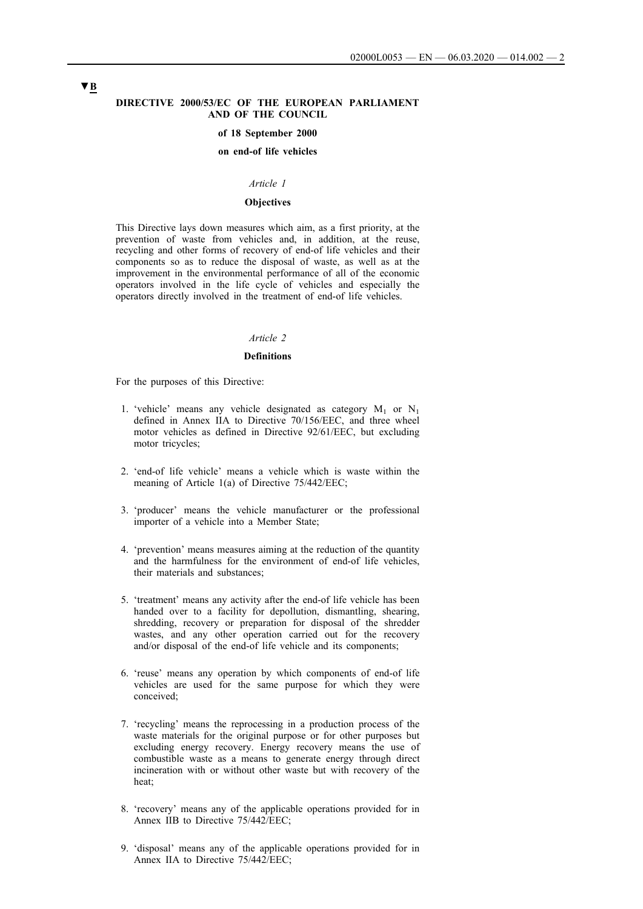▼B

**DIRECTIVE 2000/53/EC OF THE EUROPEAN PARLIAMENT AND OF THE COUNCIL**

**of 18 September 2000**

**on end-of life vehicles**

*Article 1*

**Objectives**

This Directive lays down measures which aim, as a first priority, at the prevention of waste from vehicles and, in addition, at the reuse, recycling and other forms of recovery of end-of life vehicles and their components so as to reduce the disposal of waste, as well as at the improvement in the environmental performance of all of the economic operators involved in the life cycle of vehicles and especially the operators directly involved in the treatment of end-of life vehicles.

*Article 2*

**Definitions**

For the purposes of this Directive:

1. 'vehicle' means any vehicle designated as category $M_1$ or $N_1$ defined in Annex IIA to Directive 70/156/EEC, and three wheel motor vehicles as defined in Directive 92/61/EEC, but excluding motor tricycles;

2. 'end-of life vehicle' means a vehicle which is waste within the meaning of Article 1(a) of Directive 75/442/EEC;

3. 'producer' means the vehicle manufacturer or the professional importer of a vehicle into a Member State;

4. 'prevention' means measures aiming at the reduction of the quantity and the harmfulness for the environment of end-of life vehicles, their materials and substances;

5. 'treatment' means any activity after the end-of life vehicle has been handed over to a facility for depollution, dismantling, shearing, shredding, recovery or preparation for disposal of the shredder wastes, and any other operation carried out for the recovery and/or disposal of the end-of life vehicle and its components;

6. 'reuse' means any operation by which components of end-of life vehicles are used for the same purpose for which they were conceived;

7. 'recycling' means the reprocessing in a production process of the waste materials for the original purpose or for other purposes but excluding energy recovery. Energy recovery means the use of combustible waste as a means to generate energy through direct incineration with or without other waste but with recovery of the heat;

8. 'recovery' means any of the applicable operations provided for in Annex IIB to Directive 75/442/EEC;

9. 'disposal' means any of the applicable operations provided for in Annex IIA to Directive 75/442/EEC;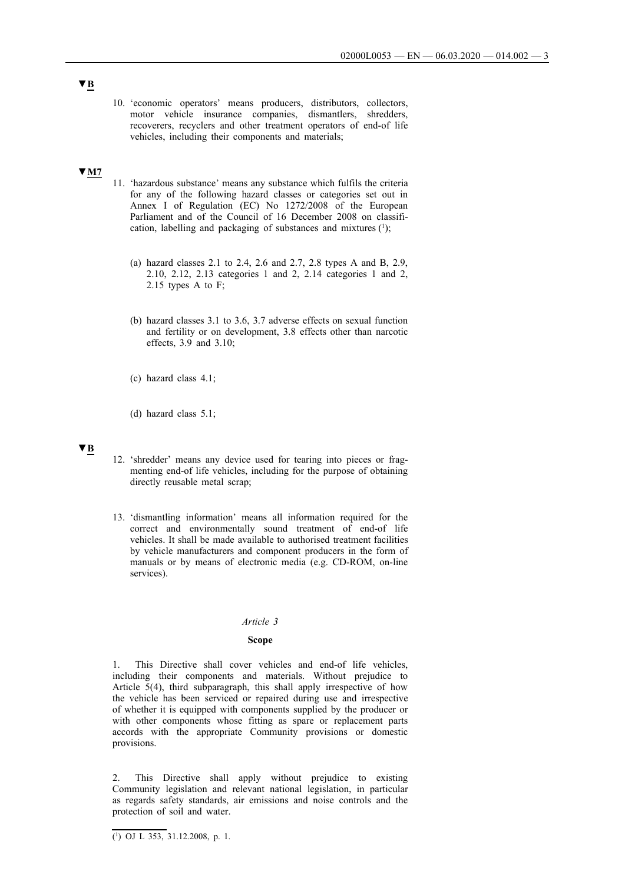▼B

10. 'economic operators' means producers, distributors, collectors, motor vehicle insurance companies, dismantlers, shredders, recoverers, recyclers and other treatment operators of end-of life vehicles, including their components and materials;

▼M7

11. 'hazardous substance' means any substance which fulfils the criteria for any of the following hazard classes or categories set out in Annex I of Regulation (EC) No 1272/2008 of the European Parliament and of the Council of 16 December 2008 on classification, labelling and packaging of substances and mixtures [1];

    (a) hazard classes 2.1 to 2.4, 2.6 and 2.7, 2.8 types A and B, 2.9, 2.10, 2.12, 2.13 categories 1 and 2, 2.14 categories 1 and 2, 2.15 types A to F;

    (b) hazard classes 3.1 to 3.6, 3.7 adverse effects on sexual function and fertility or on development, 3.8 effects other than narcotic effects, 3.9 and 3.10;

    (c) hazard class 4.1;

    (d) hazard class 5.1;

▼B

12. 'shredder' means any device used for tearing into pieces or fragmenting end-of life vehicles, including for the purpose of obtaining directly reusable metal scrap;

13. 'dismantling information' means all information required for the correct and environmentally sound treatment of end-of life vehicles. It shall be made available to authorised treatment facilities by vehicle manufacturers and component producers in the form of manuals or by means of electronic media (e.g. CD-ROM, on-line services).

*Article 3*

**Scope**

1. This Directive shall cover vehicles and end-of life vehicles, including their components and materials. Without prejudice to Article 5(4), third subparagraph, this shall apply irrespective of how the vehicle has been serviced or repaired during use and irrespective of whether it is equipped with components supplied by the producer or with other components whose fitting as spare or replacement parts accords with the appropriate Community provisions or domestic provisions.

2. This Directive shall apply without prejudice to existing Community legislation and relevant national legislation, in particular as regards safety standards, air emissions and noise controls and the protection of soil and water.

---

[1] OJ L 353, 31.12.2008, p. 1.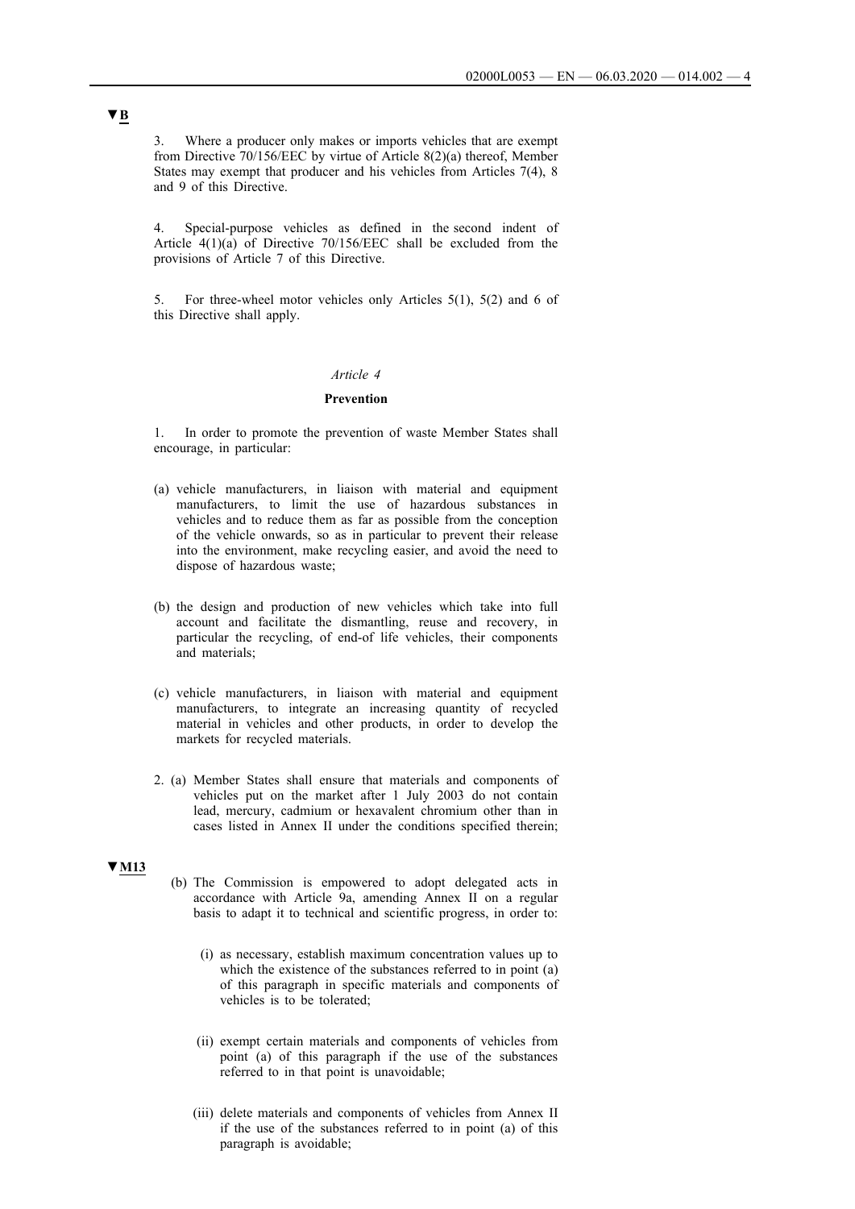▼B

3. Where a producer only makes or imports vehicles that are exempt from Directive 70/156/EEC by virtue of Article 8(2)(a) thereof, Member States may exempt that producer and his vehicles from Articles 7(4), 8 and 9 of this Directive.

4. Special-purpose vehicles as defined in the second indent of Article 4(1)(a) of Directive 70/156/EEC shall be excluded from the provisions of Article 7 of this Directive.

5. For three-wheel motor vehicles only Articles 5(1), 5(2) and 6 of this Directive shall apply.

*Article 4*

**Prevention**

1. In order to promote the prevention of waste Member States shall encourage, in particular:

(a) vehicle manufacturers, in liaison with material and equipment manufacturers, to limit the use of hazardous substances in vehicles and to reduce them as far as possible from the conception of the vehicle onwards, so as in particular to prevent their release into the environment, make recycling easier, and avoid the need to dispose of hazardous waste;

(b) the design and production of new vehicles which take into full account and facilitate the dismantling, reuse and recovery, in particular the recycling, of end-of life vehicles, their components and materials;

(c) vehicle manufacturers, in liaison with material and equipment manufacturers, to integrate an increasing quantity of recycled material in vehicles and other products, in order to develop the markets for recycled materials.

2. (a) Member States shall ensure that materials and components of vehicles put on the market after 1 July 2003 do not contain lead, mercury, cadmium or hexavalent chromium other than in cases listed in Annex II under the conditions specified therein;

▼M13

(b) The Commission is empowered to adopt delegated acts in accordance with Article 9a, amending Annex II on a regular basis to adapt it to technical and scientific progress, in order to:

(i) as necessary, establish maximum concentration values up to which the existence of the substances referred to in point (a) of this paragraph in specific materials and components of vehicles is to be tolerated;

(ii) exempt certain materials and components of vehicles from point (a) of this paragraph if the use of the substances referred to in that point is unavoidable;

(iii) delete materials and components of vehicles from Annex II if the use of the substances referred to in point (a) of this paragraph is avoidable;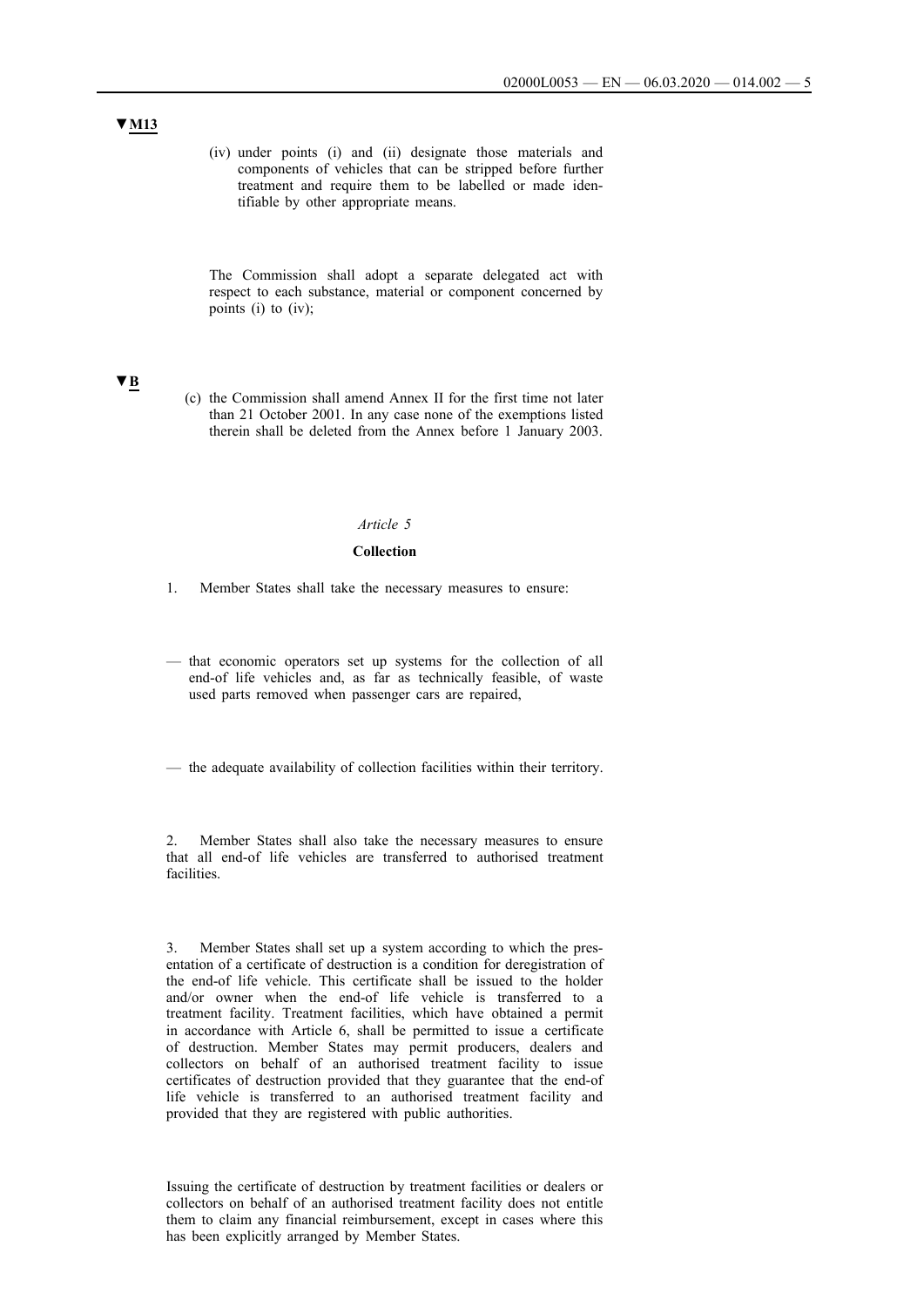▼M13

(iv) under points (i) and (ii) designate those materials and components of vehicles that can be stripped before further treatment and require them to be labelled or made identifiable by other appropriate means.

The Commission shall adopt a separate delegated act with respect to each substance, material or component concerned by points (i) to (iv);

▼B

(c) the Commission shall amend Annex II for the first time not later than 21 October 2001. In any case none of the exemptions listed therein shall be deleted from the Annex before 1 January 2003.

*Article 5*

**Collection**

1. Member States shall take the necessary measures to ensure:

— that economic operators set up systems for the collection of all end-of life vehicles and, as far as technically feasible, of waste used parts removed when passenger cars are repaired,

— the adequate availability of collection facilities within their territory.

2. Member States shall also take the necessary measures to ensure that all end-of life vehicles are transferred to authorised treatment facilities.

3. Member States shall set up a system according to which the presentation of a certificate of destruction is a condition for deregistration of the end-of life vehicle. This certificate shall be issued to the holder and/or owner when the end-of life vehicle is transferred to a treatment facility. Treatment facilities, which have obtained a permit in accordance with Article 6, shall be permitted to issue a certificate of destruction. Member States may permit producers, dealers and collectors on behalf of an authorised treatment facility to issue certificates of destruction provided that they guarantee that the end-of life vehicle is transferred to an authorised treatment facility and provided that they are registered with public authorities.

Issuing the certificate of destruction by treatment facilities or dealers or collectors on behalf of an authorised treatment facility does not entitle them to claim any financial reimbursement, except in cases where this has been explicitly arranged by Member States.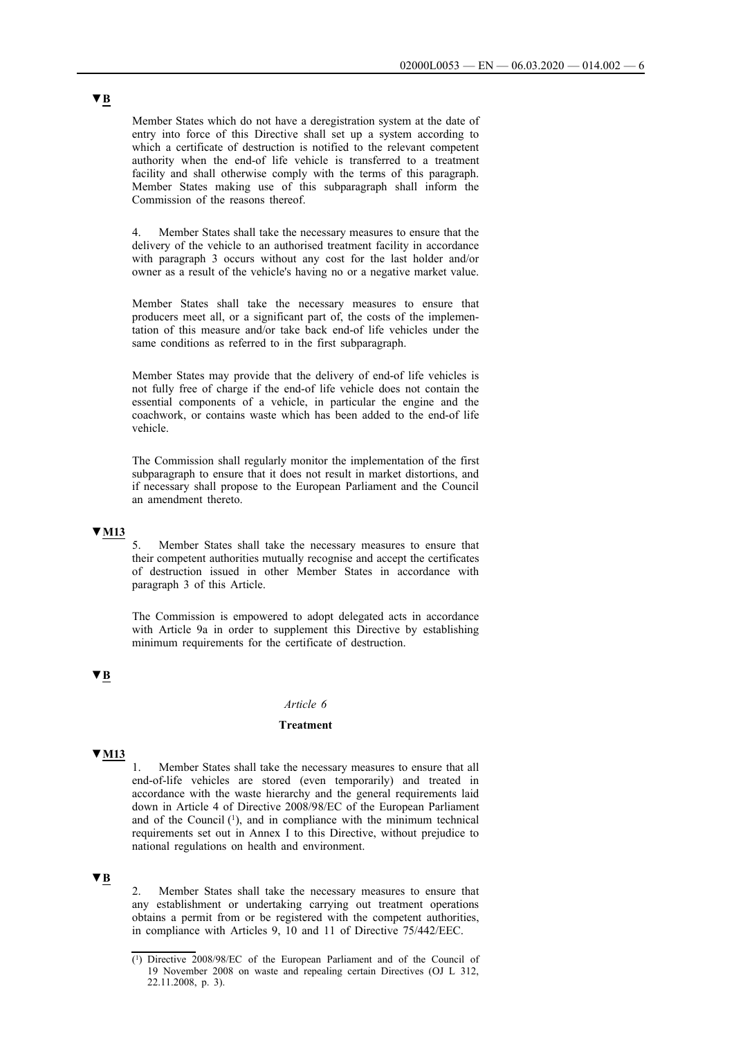▼B

Member States which do not have a deregistration system at the date of entry into force of this Directive shall set up a system according to which a certificate of destruction is notified to the relevant competent authority when the end-of life vehicle is transferred to a treatment facility and shall otherwise comply with the terms of this paragraph. Member States making use of this subparagraph shall inform the Commission of the reasons thereof.

4. Member States shall take the necessary measures to ensure that the delivery of the vehicle to an authorised treatment facility in accordance with paragraph 3 occurs without any cost for the last holder and/or owner as a result of the vehicle's having no or a negative market value.

Member States shall take the necessary measures to ensure that producers meet all, or a significant part of, the costs of the implementation of this measure and/or take back end-of life vehicles under the same conditions as referred to in the first subparagraph.

Member States may provide that the delivery of end-of life vehicles is not fully free of charge if the end-of life vehicle does not contain the essential components of a vehicle, in particular the engine and the coachwork, or contains waste which has been added to the end-of life vehicle.

The Commission shall regularly monitor the implementation of the first subparagraph to ensure that it does not result in market distortions, and if necessary shall propose to the European Parliament and the Council an amendment thereto.

▼M13

5. Member States shall take the necessary measures to ensure that their competent authorities mutually recognise and accept the certificates of destruction issued in other Member States in accordance with paragraph 3 of this Article.

The Commission is empowered to adopt delegated acts in accordance with Article 9a in order to supplement this Directive by establishing minimum requirements for the certificate of destruction.

▼B

*Article 6*

**Treatment**

▼M13

1. Member States shall take the necessary measures to ensure that all end-of-life vehicles are stored (even temporarily) and treated in accordance with the waste hierarchy and the general requirements laid down in Article 4 of Directive 2008/98/EC of the European Parliament and of the Council [1], and in compliance with the minimum technical requirements set out in Annex I to this Directive, without prejudice to national regulations on health and environment.

▼B

2. Member States shall take the necessary measures to ensure that any establishment or undertaking carrying out treatment operations obtains a permit from or be registered with the competent authorities, in compliance with Articles 9, 10 and 11 of Directive 75/442/EEC.

---

[1] Directive 2008/98/EC of the European Parliament and of the Council of 19 November 2008 on waste and repealing certain Directives (OJ L 312, 22.11.2008, p. 3).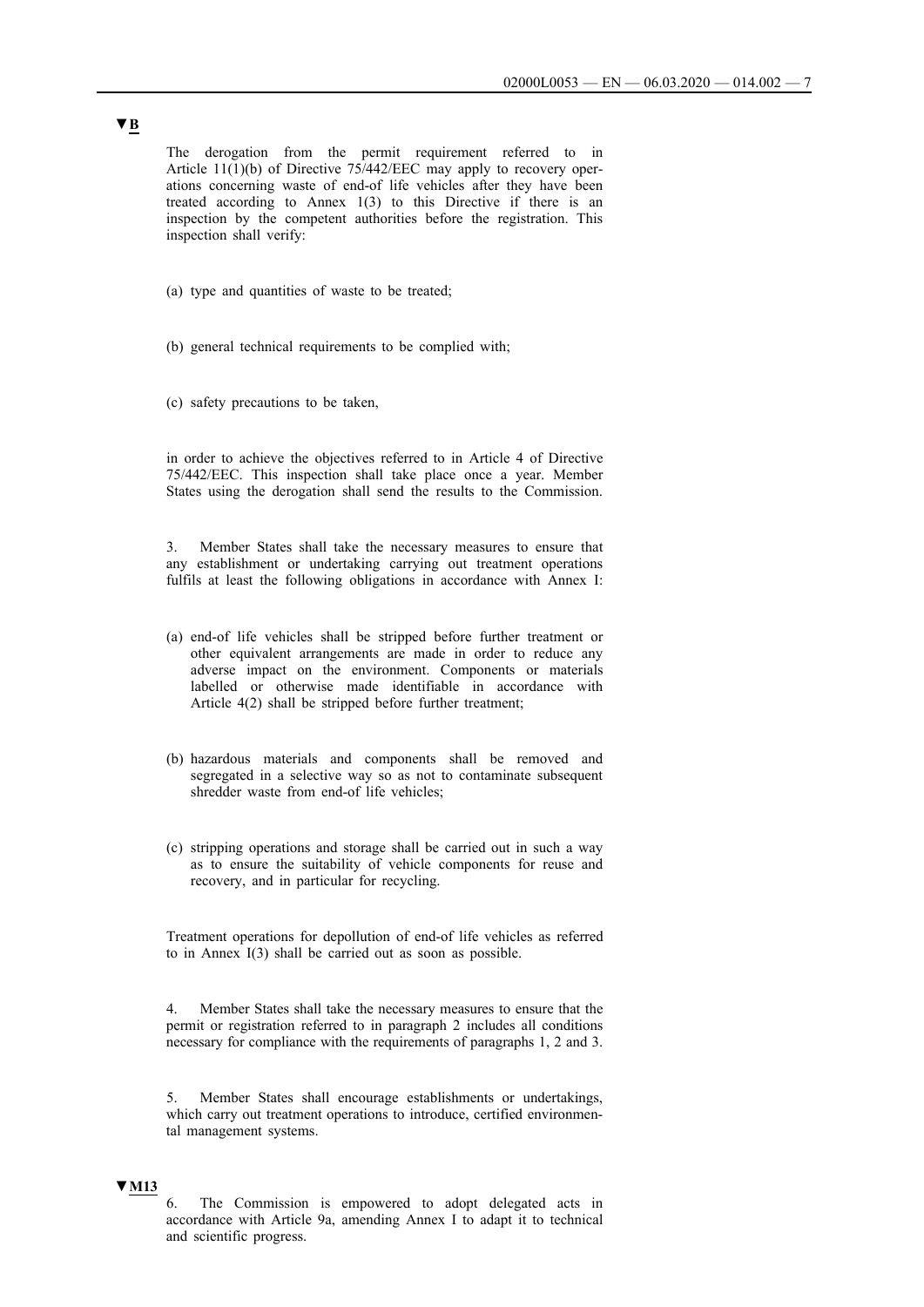▼B

The derogation from the permit requirement referred to in Article 11(1)(b) of Directive 75/442/EEC may apply to recovery operations concerning waste of end-of life vehicles after they have been treated according to Annex 1(3) to this Directive if there is an inspection by the competent authorities before the registration. This inspection shall verify:

(a) type and quantities of waste to be treated;

(b) general technical requirements to be complied with;

(c) safety precautions to be taken,

in order to achieve the objectives referred to in Article 4 of Directive 75/442/EEC. This inspection shall take place once a year. Member States using the derogation shall send the results to the Commission.

3. Member States shall take the necessary measures to ensure that any establishment or undertaking carrying out treatment operations fulfils at least the following obligations in accordance with Annex I:

(a) end-of life vehicles shall be stripped before further treatment or other equivalent arrangements are made in order to reduce any adverse impact on the environment. Components or materials labelled or otherwise made identifiable in accordance with Article 4(2) shall be stripped before further treatment;

(b) hazardous materials and components shall be removed and segregated in a selective way so as not to contaminate subsequent shredder waste from end-of life vehicles;

(c) stripping operations and storage shall be carried out in such a way as to ensure the suitability of vehicle components for reuse and recovery, and in particular for recycling.

Treatment operations for depollution of end-of life vehicles as referred to in Annex I(3) shall be carried out as soon as possible.

4. Member States shall take the necessary measures to ensure that the permit or registration referred to in paragraph 2 includes all conditions necessary for compliance with the requirements of paragraphs 1, 2 and 3.

5. Member States shall encourage establishments or undertakings, which carry out treatment operations to introduce, certified environmental management systems.

▼M13

6. The Commission is empowered to adopt delegated acts in accordance with Article 9a, amending Annex I to adapt it to technical and scientific progress.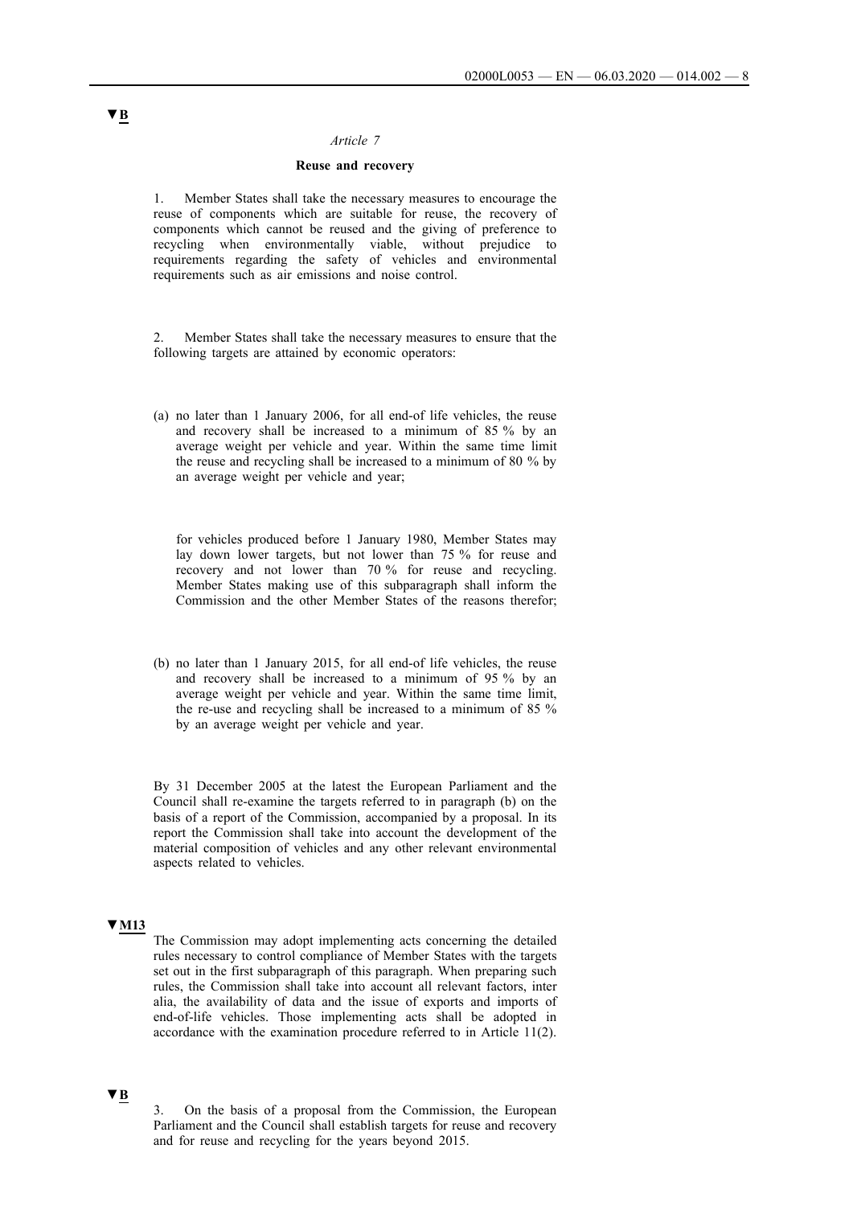▼B

*Article 7*

**Reuse and recovery**

1. Member States shall take the necessary measures to encourage the reuse of components which are suitable for reuse, the recovery of components which cannot be reused and the giving of preference to recycling when environmentally viable, without prejudice to requirements regarding the safety of vehicles and environmental requirements such as air emissions and noise control.

2. Member States shall take the necessary measures to ensure that the following targets are attained by economic operators:

(a) no later than 1 January 2006, for all end-of life vehicles, the reuse and recovery shall be increased to a minimum of 85 % by an average weight per vehicle and year. Within the same time limit the reuse and recycling shall be increased to a minimum of 80 % by an average weight per vehicle and year;

for vehicles produced before 1 January 1980, Member States may lay down lower targets, but not lower than 75 % for reuse and recovery and not lower than 70 % for reuse and recycling. Member States making use of this subparagraph shall inform the Commission and the other Member States of the reasons therefor;

(b) no later than 1 January 2015, for all end-of life vehicles, the reuse and recovery shall be increased to a minimum of 95 % by an average weight per vehicle and year. Within the same time limit, the re-use and recycling shall be increased to a minimum of 85 % by an average weight per vehicle and year.

By 31 December 2005 at the latest the European Parliament and the Council shall re-examine the targets referred to in paragraph (b) on the basis of a report of the Commission, accompanied by a proposal. In its report the Commission shall take into account the development of the material composition of vehicles and any other relevant environmental aspects related to vehicles.

▼M13

The Commission may adopt implementing acts concerning the detailed rules necessary to control compliance of Member States with the targets set out in the first subparagraph of this paragraph. When preparing such rules, the Commission shall take into account all relevant factors, inter alia, the availability of data and the issue of exports and imports of end-of-life vehicles. Those implementing acts shall be adopted in accordance with the examination procedure referred to in Article 11(2).

▼B

3. On the basis of a proposal from the Commission, the European Parliament and the Council shall establish targets for reuse and recovery and for reuse and recycling for the years beyond 2015.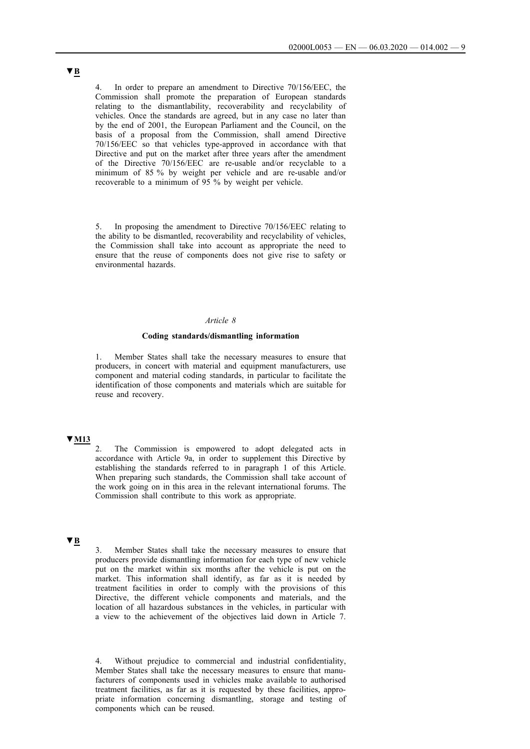▼B

4. In order to prepare an amendment to Directive 70/156/EEC, the Commission shall promote the preparation of European standards relating to the dismantlability, recoverability and recyclability of vehicles. Once the standards are agreed, but in any case no later than by the end of 2001, the European Parliament and the Council, on the basis of a proposal from the Commission, shall amend Directive 70/156/EEC so that vehicles type-approved in accordance with that Directive and put on the market after three years after the amendment of the Directive 70/156/EEC are re-usable and/or recyclable to a minimum of 85 % by weight per vehicle and are re-usable and/or recoverable to a minimum of 95 % by weight per vehicle.

5. In proposing the amendment to Directive 70/156/EEC relating to the ability to be dismantled, recoverability and recyclability of vehicles, the Commission shall take into account as appropriate the need to ensure that the reuse of components does not give rise to safety or environmental hazards.

*Article 8*

**Coding standards/dismantling information**

1. Member States shall take the necessary measures to ensure that producers, in concert with material and equipment manufacturers, use component and material coding standards, in particular to facilitate the identification of those components and materials which are suitable for reuse and recovery.

▼M13

2. The Commission is empowered to adopt delegated acts in accordance with Article 9a, in order to supplement this Directive by establishing the standards referred to in paragraph 1 of this Article. When preparing such standards, the Commission shall take account of the work going on in this area in the relevant international forums. The Commission shall contribute to this work as appropriate.

▼B

3. Member States shall take the necessary measures to ensure that producers provide dismantling information for each type of new vehicle put on the market within six months after the vehicle is put on the market. This information shall identify, as far as it is needed by treatment facilities in order to comply with the provisions of this Directive, the different vehicle components and materials, and the location of all hazardous substances in the vehicles, in particular with a view to the achievement of the objectives laid down in Article 7.

4. Without prejudice to commercial and industrial confidentiality, Member States shall take the necessary measures to ensure that manufacturers of components used in vehicles make available to authorised treatment facilities, as far as it is requested by these facilities, appropriate information concerning dismantling, storage and testing of components which can be reused.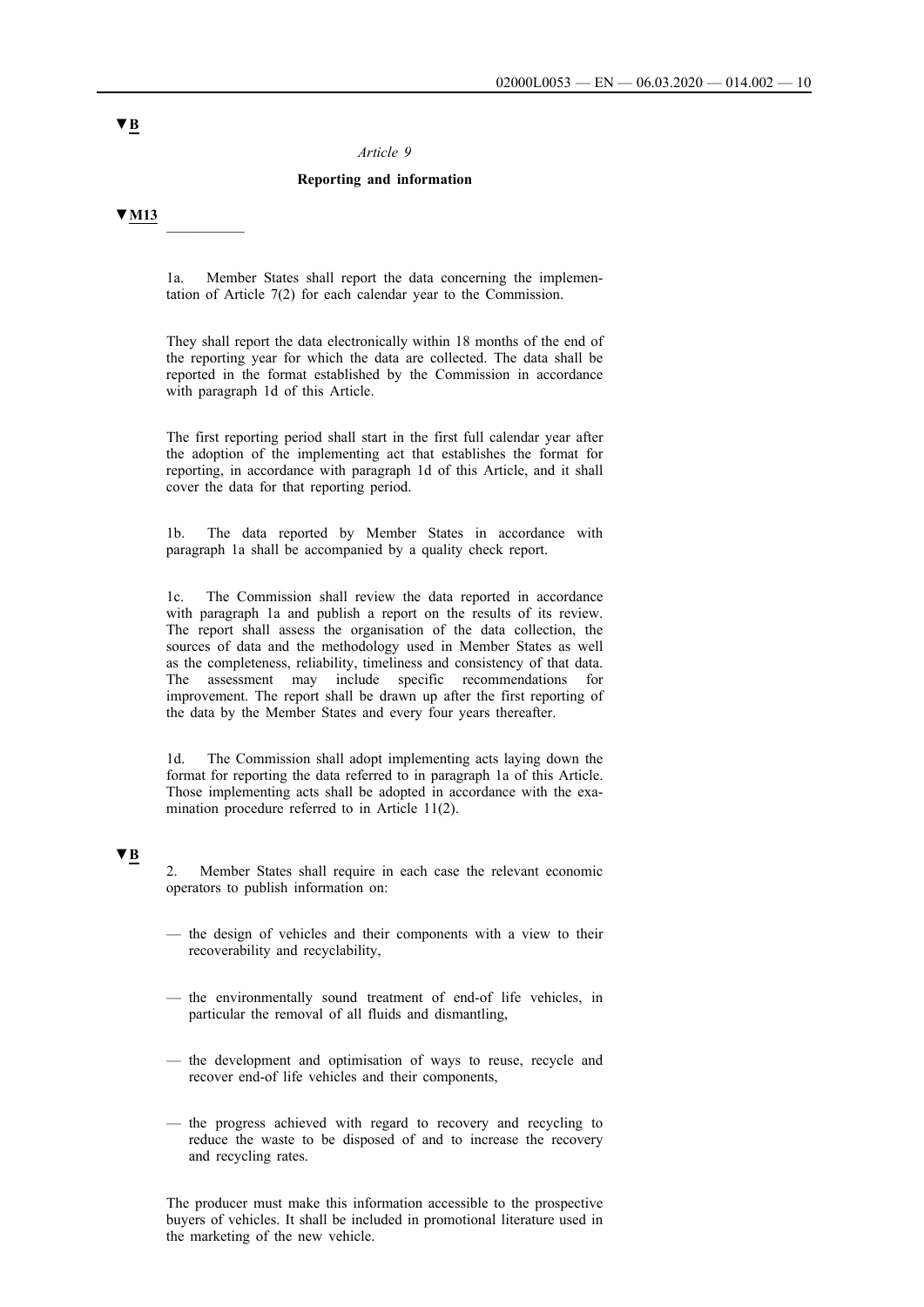▼B

*Article 9*

**Reporting and information**

▼M13

__________

1a. Member States shall report the data concerning the implementation of Article 7(2) for each calendar year to the Commission.

They shall report the data electronically within 18 months of the end of the reporting year for which the data are collected. The data shall be reported in the format established by the Commission in accordance with paragraph 1d of this Article.

The first reporting period shall start in the first full calendar year after the adoption of the implementing act that establishes the format for reporting, in accordance with paragraph 1d of this Article, and it shall cover the data for that reporting period.

1b. The data reported by Member States in accordance with paragraph 1a shall be accompanied by a quality check report.

1c. The Commission shall review the data reported in accordance with paragraph 1a and publish a report on the results of its review. The report shall assess the organisation of the data collection, the sources of data and the methodology used in Member States as well as the completeness, reliability, timeliness and consistency of that data. The assessment may include specific recommendations for improvement. The report shall be drawn up after the first reporting of the data by the Member States and every four years thereafter.

1d. The Commission shall adopt implementing acts laying down the format for reporting the data referred to in paragraph 1a of this Article. Those implementing acts shall be adopted in accordance with the examination procedure referred to in Article 11(2).

▼B

2. Member States shall require in each case the relevant economic operators to publish information on:

— the design of vehicles and their components with a view to their recoverability and recyclability,

— the environmentally sound treatment of end-of life vehicles, in particular the removal of all fluids and dismantling,

— the development and optimisation of ways to reuse, recycle and recover end-of life vehicles and their components,

— the progress achieved with regard to recovery and recycling to reduce the waste to be disposed of and to increase the recovery and recycling rates.

The producer must make this information accessible to the prospective buyers of vehicles. It shall be included in promotional literature used in the marketing of the new vehicle.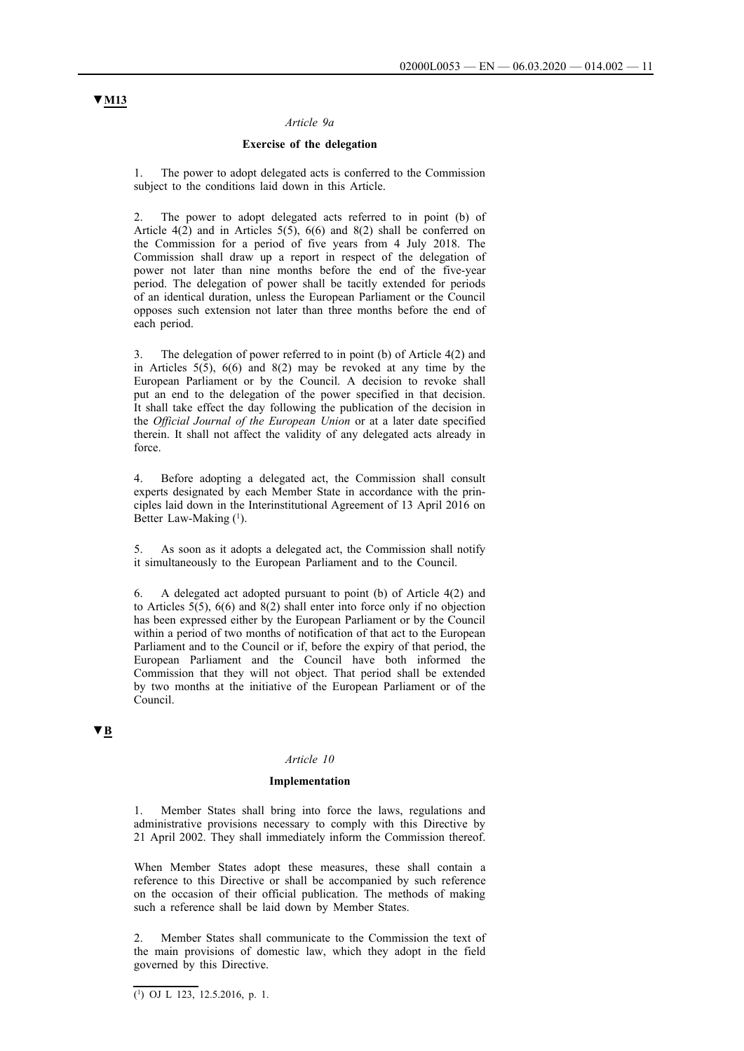▼M13

*Article 9a*

**Exercise of the delegation**

1. The power to adopt delegated acts is conferred to the Commission subject to the conditions laid down in this Article.

2. The power to adopt delegated acts referred to in point (b) of Article 4(2) and in Articles 5(5), 6(6) and 8(2) shall be conferred on the Commission for a period of five years from 4 July 2018. The Commission shall draw up a report in respect of the delegation of power not later than nine months before the end of the five-year period. The delegation of power shall be tacitly extended for periods of an identical duration, unless the European Parliament or the Council opposes such extension not later than three months before the end of each period.

3. The delegation of power referred to in point (b) of Article 4(2) and in Articles 5(5), 6(6) and 8(2) may be revoked at any time by the European Parliament or by the Council. A decision to revoke shall put an end to the delegation of the power specified in that decision. It shall take effect the day following the publication of the decision in the *Official Journal of the European Union* or at a later date specified therein. It shall not affect the validity of any delegated acts already in force.

4. Before adopting a delegated act, the Commission shall consult experts designated by each Member State in accordance with the principles laid down in the Interinstitutional Agreement of 13 April 2016 on Better Law-Making [1].

5. As soon as it adopts a delegated act, the Commission shall notify it simultaneously to the European Parliament and to the Council.

6. A delegated act adopted pursuant to point (b) of Article 4(2) and to Articles 5(5), 6(6) and 8(2) shall enter into force only if no objection has been expressed either by the European Parliament or by the Council within a period of two months of notification of that act to the European Parliament and to the Council or if, before the expiry of that period, the European Parliament and the Council have both informed the Commission that they will not object. That period shall be extended by two months at the initiative of the European Parliament or of the Council.

▼B

*Article 10*

**Implementation**

1. Member States shall bring into force the laws, regulations and administrative provisions necessary to comply with this Directive by 21 April 2002. They shall immediately inform the Commission thereof.

When Member States adopt these measures, these shall contain a reference to this Directive or shall be accompanied by such reference on the occasion of their official publication. The methods of making such a reference shall be laid down by Member States.

2. Member States shall communicate to the Commission the text of the main provisions of domestic law, which they adopt in the field governed by this Directive.

---

[1] OJ L 123, 12.5.2016, p. 1.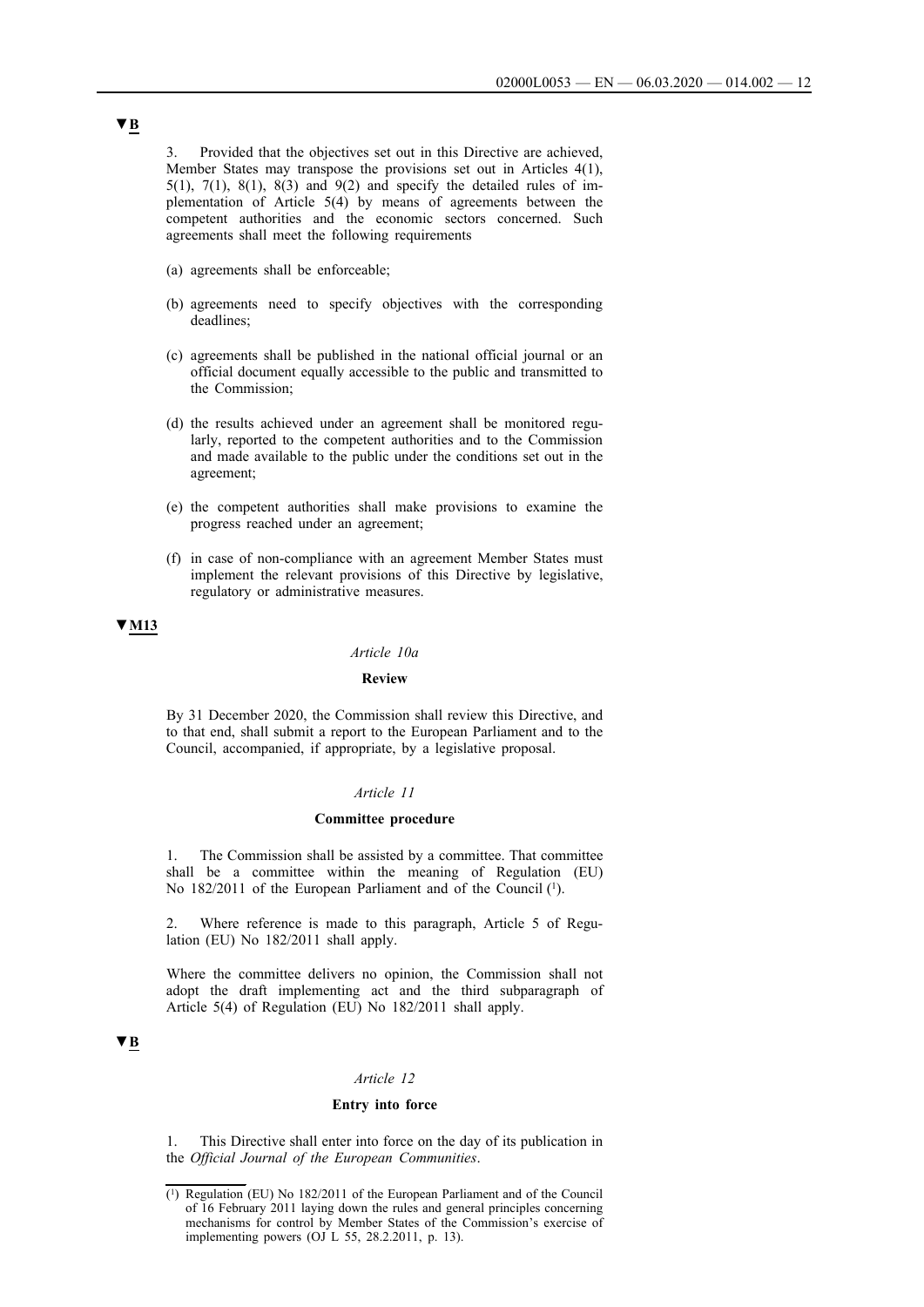▼B

3. Provided that the objectives set out in this Directive are achieved, Member States may transpose the provisions set out in Articles 4(1), 5(1), 7(1), 8(1), 8(3) and 9(2) and specify the detailed rules of implementation of Article 5(4) by means of agreements between the competent authorities and the economic sectors concerned. Such agreements shall meet the following requirements

(a) agreements shall be enforceable;

(b) agreements need to specify objectives with the corresponding deadlines;

(c) agreements shall be published in the national official journal or an official document equally accessible to the public and transmitted to the Commission;

(d) the results achieved under an agreement shall be monitored regularly, reported to the competent authorities and to the Commission and made available to the public under the conditions set out in the agreement;

(e) the competent authorities shall make provisions to examine the progress reached under an agreement;

(f) in case of non-compliance with an agreement Member States must implement the relevant provisions of this Directive by legislative, regulatory or administrative measures.

▼M13

*Article 10a*

**Review**

By 31 December 2020, the Commission shall review this Directive, and to that end, shall submit a report to the European Parliament and to the Council, accompanied, if appropriate, by a legislative proposal.

*Article 11*

**Committee procedure**

1. The Commission shall be assisted by a committee. That committee shall be a committee within the meaning of Regulation (EU) No 182/2011 of the European Parliament and of the Council [1].

2. Where reference is made to this paragraph, Article 5 of Regulation (EU) No 182/2011 shall apply.

Where the committee delivers no opinion, the Commission shall not adopt the draft implementing act and the third subparagraph of Article 5(4) of Regulation (EU) No 182/2011 shall apply.

▼B

*Article 12*

**Entry into force**

1. This Directive shall enter into force on the day of its publication in the *Official Journal of the European Communities*.

[1] Regulation (EU) No 182/2011 of the European Parliament and of the Council of 16 February 2011 laying down the rules and general principles concerning mechanisms for control by Member States of the Commission's exercise of implementing powers (OJ L 55, 28.2.2011, p. 13).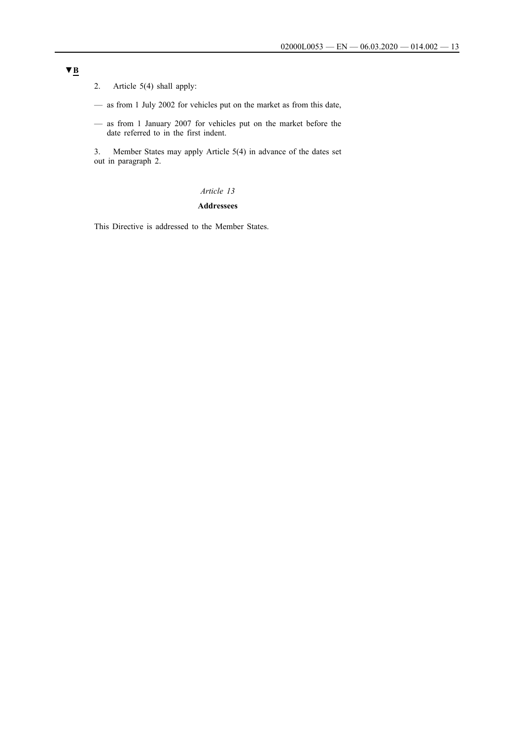▼B

2. Article 5(4) shall apply:

— as from 1 July 2002 for vehicles put on the market as from this date,

— as from 1 January 2007 for vehicles put on the market before the date referred to in the first indent.

3. Member States may apply Article 5(4) in advance of the dates set out in paragraph 2.

*Article 13*

**Addressees**

This Directive is addressed to the Member States.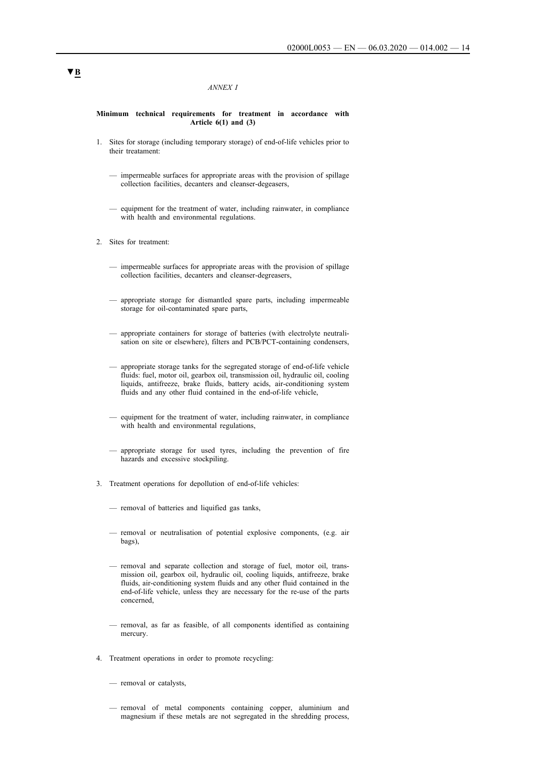▼B

*ANNEX I*

**Minimum technical requirements for treatment in accordance with Article 6(1) and (3)**

1. Sites for storage (including temporary storage) of end-of-life vehicles prior to their treatement:

   — impermeable surfaces for appropriate areas with the provision of spillage collection facilities, decanters and cleanser-degeasers,

   — equipment for the treatment of water, including rainwater, in compliance with health and environmental regulations.

2. Sites for treatment:

   — impermeable surfaces for appropriate areas with the provision of spillage collection facilities, decanters and cleanser-degreasers,

   — appropriate storage for dismantled spare parts, including impermeable storage for oil-contaminated spare parts,

   — appropriate containers for storage of batteries (with electrolyte neutralisation on site or elsewhere), filters and PCB/PCT-containing condensers,

   — appropriate storage tanks for the segregated storage of end-of-life vehicle fluids: fuel, motor oil, gearbox oil, transmission oil, hydraulic oil, cooling liquids, antifreeze, brake fluids, battery acids, air-conditioning system fluids and any other fluid contained in the end-of-life vehicle,

   — equipment for the treatment of water, including rainwater, in compliance with health and environmental regulations,

   — appropriate storage for used tyres, including the prevention of fire hazards and excessive stockpiling.

3. Treatment operations for depollution of end-of-life vehicles:

   — removal of batteries and liquified gas tanks,

   — removal or neutralisation of potential explosive components, (e.g. air bags),

   — removal and separate collection and storage of fuel, motor oil, transmission oil, gearbox oil, hydraulic oil, cooling liquids, antifreeze, brake fluids, air-conditioning system fluids and any other fluid contained in the end-of-life vehicle, unless they are necessary for the re-use of the parts concerned,

   — removal, as far as feasible, of all components identified as containing mercury.

4. Treatment operations in order to promote recycling:

   — removal or catalysts,

   — removal of metal components containing copper, aluminium and magnesium if these metals are not segregated in the shredding process,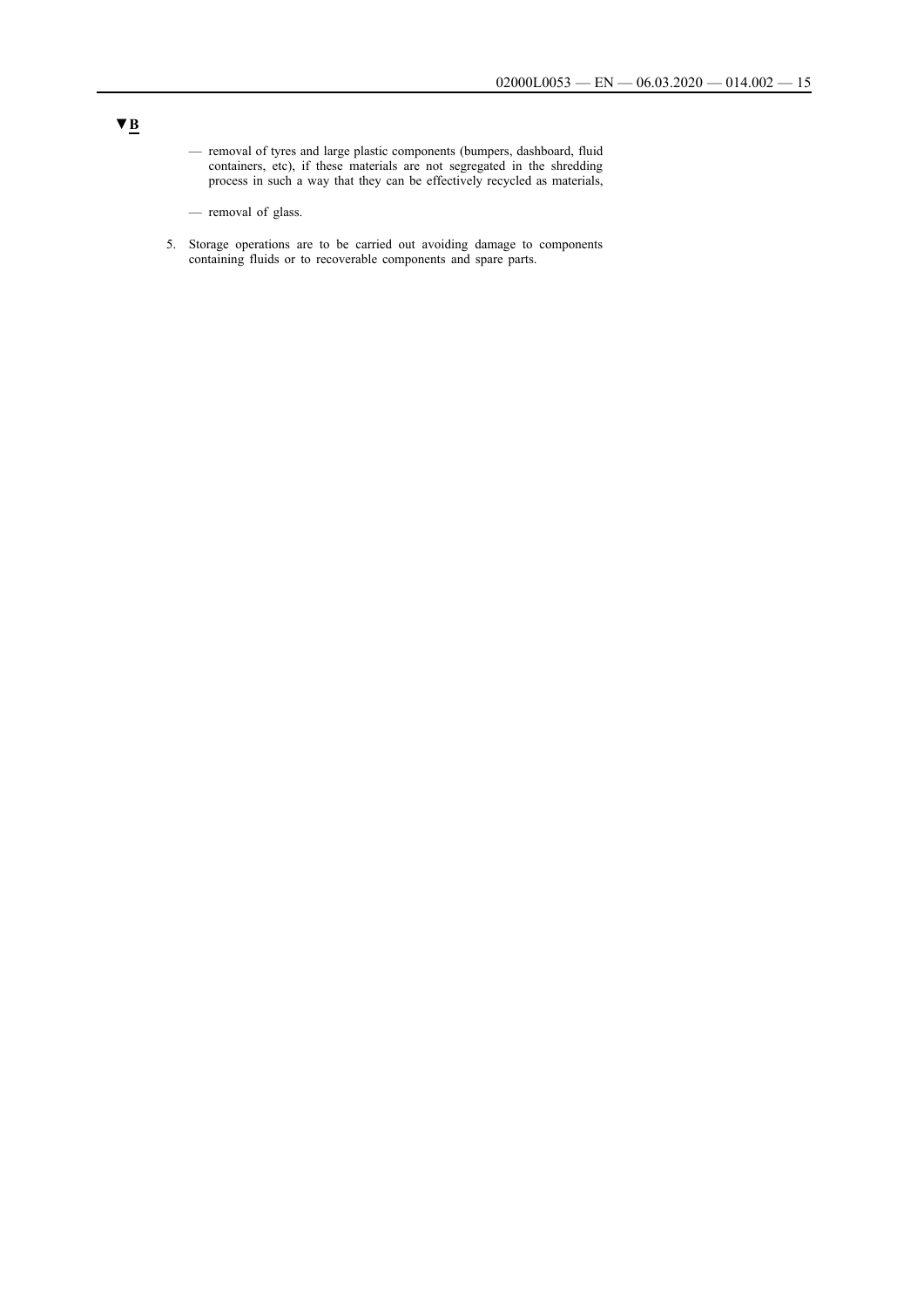▼B

- removal of tyres and large plastic components (bumpers, dashboard, fluid containers, etc), if these materials are not segregated in the shredding process in such a way that they can be effectively recycled as materials,
- removal of glass.

5. Storage operations are to be carried out avoiding damage to components containing fluids or to recoverable components and spare parts.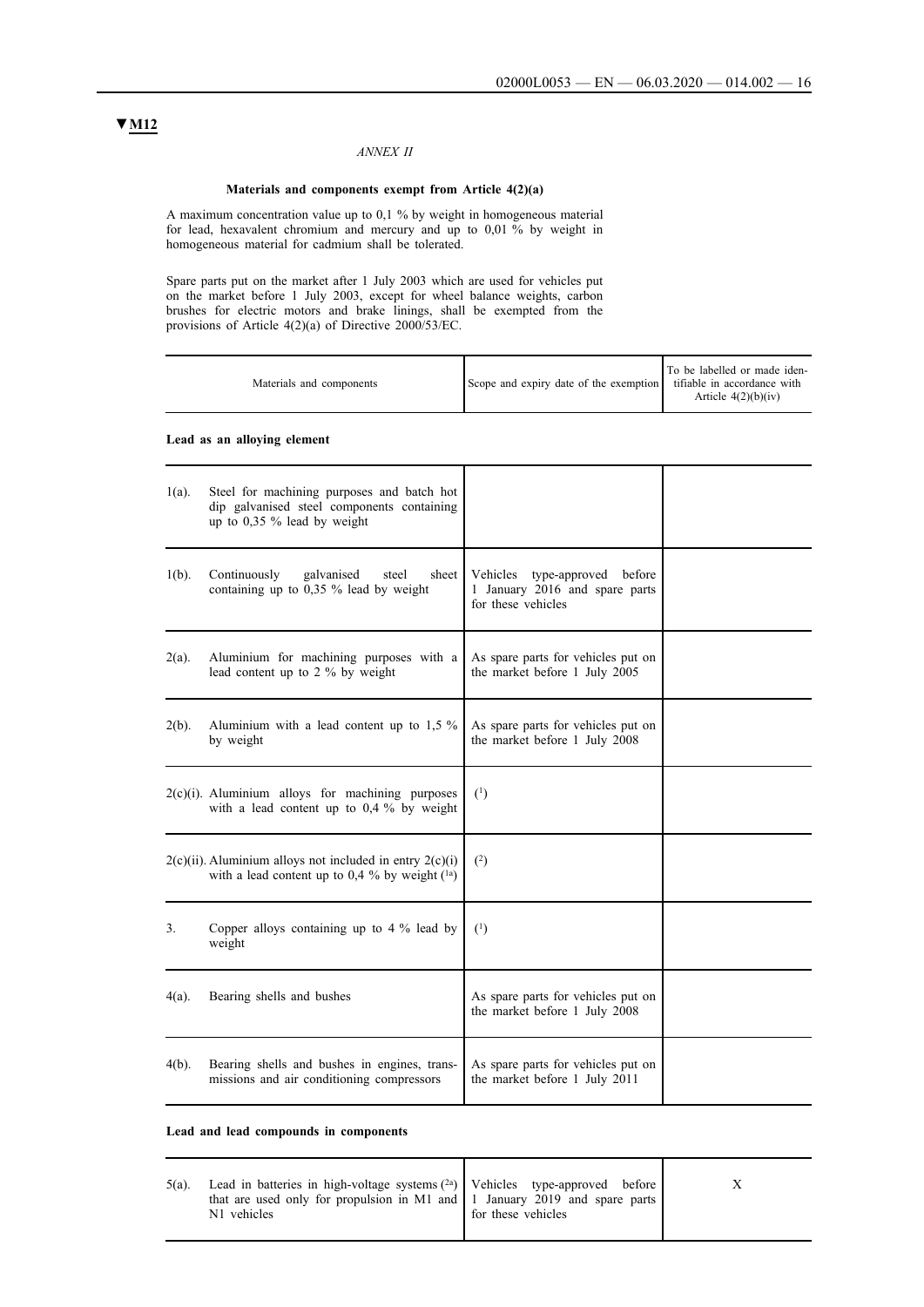▼M12

*ANNEX II*

**Materials and components exempt from Article 4(2)(a)**

A maximum concentration value up to 0,1 % by weight in homogeneous material for lead, hexavalent chromium and mercury and up to 0,01 % by weight in homogeneous material for cadmium shall be tolerated.

Spare parts put on the market after 1 July 2003 which are used for vehicles put on the market before 1 July 2003, except for wheel balance weights, carbon brushes for electric motors and brake linings, shall be exempted from the provisions of Article 4(2)(a) of Directive 2000/53/EC.

| | Materials and components | Scope and expiry date of the exemption | To be labelled or made identifiable in accordance with Article 4(2)(b)(iv) |
|---|---|---|---|
| | **Lead as an alloying element** | | |
| 1(a). | Steel for machining purposes and batch hot dip galvanised steel components containing up to 0,35 % lead by weight | | |
| 1(b). | Continuously galvanised steel sheet containing up to 0,35 % lead by weight | Vehicles type-approved before 1 January 2016 and spare parts for these vehicles | |
| 2(a). | Aluminium for machining purposes with a lead content up to 2 % by weight | As spare parts for vehicles put on the market before 1 July 2005 | |
| 2(b). | Aluminium with a lead content up to 1,5 % by weight | As spare parts for vehicles put on the market before 1 July 2008 | |
| 2(c)(i). | Aluminium alloys for machining purposes with a lead content up to 0,4 % by weight | [1] | |
| 2(c)(ii). | Aluminium alloys not included in entry 2(c)(i) with a lead content up to 0,4 % by weight [1a] | [2] | |
| 3. | Copper alloys containing up to 4 % lead by weight | [1] | |
| 4(a). | Bearing shells and bushes | As spare parts for vehicles put on the market before 1 July 2008 | |
| 4(b). | Bearing shells and bushes in engines, transmissions and air conditioning compressors | As spare parts for vehicles put on the market before 1 July 2011 | |
| | **Lead and lead compounds in components** | | |
| 5(a). | Lead in batteries in high-voltage systems [2a] that are used only for propulsion in M1 and N1 vehicles | Vehicles type-approved before 1 January 2019 and spare parts for these vehicles | X |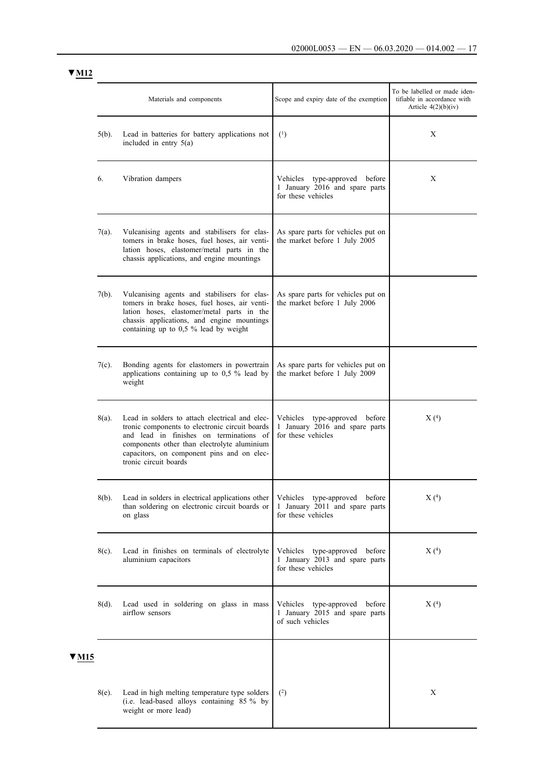▼M12

| | Materials and components | Scope and expiry date of the exemption | To be labelled or made identifiable in accordance with Article 4(2)(b)(iv) |
|---|---|---|---|
| 5(b). | Lead in batteries for battery applications not included in entry 5(a) | [1] | X |
| 6. | Vibration dampers | Vehicles type-approved before 1 January 2016 and spare parts for these vehicles | X |
| 7(a). | Vulcanising agents and stabilisers for elastomers in brake hoses, fuel hoses, air ventilation hoses, elastomer/metal parts in the chassis applications, and engine mountings | As spare parts for vehicles put on the market before 1 July 2005 | |
| 7(b). | Vulcanising agents and stabilisers for elastomers in brake hoses, fuel hoses, air ventilation hoses, elastomer/metal parts in the chassis applications, and engine mountings containing up to 0,5 % lead by weight | As spare parts for vehicles put on the market before 1 July 2006 | |
| 7(c). | Bonding agents for elastomers in powertrain applications containing up to 0,5 % lead by weight | As spare parts for vehicles put on the market before 1 July 2009 | |
| 8(a). | Lead in solders to attach electrical and electronic components to electronic circuit boards and lead in finishes on terminations of components other than electrolyte aluminium capacitors, on component pins and on electronic circuit boards | Vehicles type-approved before 1 January 2016 and spare parts for these vehicles | X [4] |
| 8(b). | Lead in solders in electrical applications other than soldering on electronic circuit boards or on glass | Vehicles type-approved before 1 January 2011 and spare parts for these vehicles | X [4] |
| 8(c). | Lead in finishes on terminals of electrolyte aluminium capacitors | Vehicles type-approved before 1 January 2013 and spare parts for these vehicles | X [4] |
| 8(d). | Lead used in soldering on glass in mass airflow sensors | Vehicles type-approved before 1 January 2015 and spare parts of such vehicles | X [4] |
| ▼M15 | | | |
| 8(e). | Lead in high melting temperature type solders (i.e. lead-based alloys containing 85 % by weight or more lead) | [2] | X |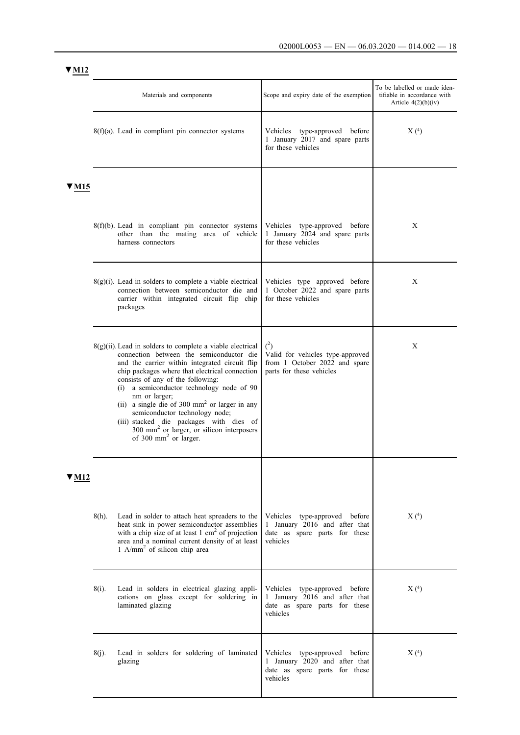▼M12

| Materials and components | Scope and expiry date of the exemption | To be labelled or made identifiable in accordance with Article 4(2)(b)(iv) |
|---|---|---|
| 8(f)(a). Lead in compliant pin connector systems | Vehicles type-approved before 1 January 2017 and spare parts for these vehicles | X (4) |
| ▼M15 | | |
| 8(f)(b). Lead in compliant pin connector systems other than the mating area of vehicle harness connectors | Vehicles type-approved before 1 January 2024 and spare parts for these vehicles | X |
| 8(g)(i). Lead in solders to complete a viable electrical connection between semiconductor die and carrier within integrated circuit flip chip packages | Vehicles type approved before 1 October 2022 and spare parts for these vehicles | X |
| 8(g)(ii). Lead in solders to complete a viable electrical connection between the semiconductor die and the carrier within integrated circuit flip chip packages where that electrical connection consists of any of the following: (i) a semiconductor technology node of 90 nm or larger; (ii) a single die of 300 $mm^2$ or larger in any semiconductor technology node; (iii) stacked die packages with dies of 300 $mm^2$ or larger, or silicon interposers of 300 $mm^2$ or larger. | (2) Valid for vehicles type-approved from 1 October 2022 and spare parts for these vehicles | X |
| ▼M12 | | |
| 8(h). Lead in solder to attach heat spreaders to the heat sink in power semiconductor assemblies with a chip size of at least 1 $cm^2$ of projection area and a nominal current density of at least 1 $A/mm^2$ of silicon chip area | Vehicles type-approved before 1 January 2016 and after that date as spare parts for these vehicles | X (4) |
| 8(i). Lead in solders in electrical glazing applications on glass except for soldering in laminated glazing | Vehicles type-approved before 1 January 2016 and after that date as spare parts for these vehicles | X (4) |
| 8(j). Lead in solders for soldering of laminated glazing | Vehicles type-approved before 1 January 2020 and after that date as spare parts for these vehicles | X (4) |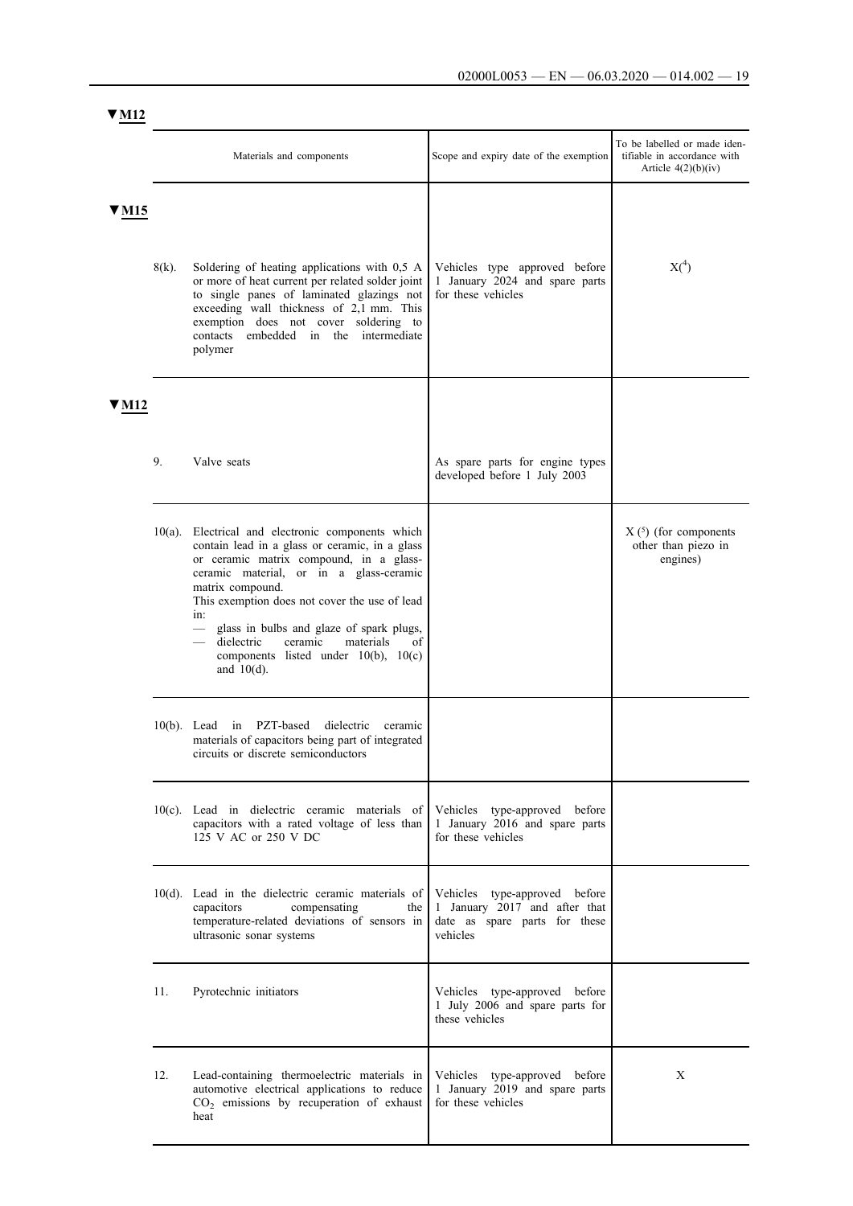▼M12

| | Materials and components | Scope and expiry date of the exemption | To be labelled or made identifiable in accordance with Article 4(2)(b)(iv) |
|---|---|---|---|
| ▼M15 | | | |
| 8(k). | Soldering of heating applications with 0,5 A or more of heat current per related solder joint to single panes of laminated glazings not exceeding wall thickness of 2,1 mm. This exemption does not cover soldering to contacts embedded in the intermediate polymer | Vehicles type approved before 1 January 2024 and spare parts for these vehicles | X([4]) |
| ▼M12 | | | |
| 9. | Valve seats | As spare parts for engine types developed before 1 July 2003 | |
| 10(a). | Electrical and electronic components which contain lead in a glass or ceramic, in a glass or ceramic matrix compound, in a glass-ceramic material, or in a glass-ceramic matrix compound. This exemption does not cover the use of lead in: — glass in bulbs and glaze of spark plugs, — dielectric ceramic materials of components listed under 10(b), 10(c) and 10(d). | | X ([5]) (for components other than piezo in engines) |
| 10(b). | Lead in PZT-based dielectric ceramic materials of capacitors being part of integrated circuits or discrete semiconductors | | |
| 10(c). | Lead in dielectric ceramic materials of capacitors with a rated voltage of less than 125 V AC or 250 V DC | Vehicles type-approved before 1 January 2016 and spare parts for these vehicles | |
| 10(d). | Lead in the dielectric ceramic materials of capacitors compensating the temperature-related deviations of sensors in ultrasonic sonar systems | Vehicles type-approved before 1 January 2017 and after that date as spare parts for these vehicles | |
| 11. | Pyrotechnic initiators | Vehicles type-approved before 1 July 2006 and spare parts for these vehicles | |
| 12. | Lead-containing thermoelectric materials in automotive electrical applications to reduce $CO_2$ emissions by recuperation of exhaust heat | Vehicles type-approved before 1 January 2019 and spare parts for these vehicles | X |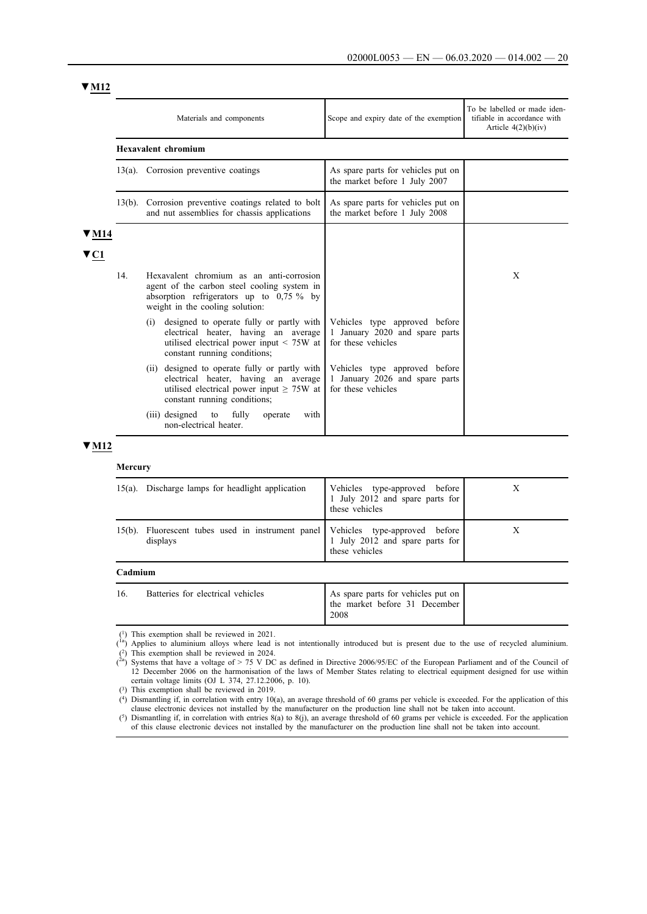▼M12

| Materials and components | | Scope and expiry date of the exemption | To be labelled or made identifiable in accordance with Article 4(2)(b)(iv) |
|---|---|---|---|
| **Hexavalent chromium** | | | |
| 13(a). | Corrosion preventive coatings | As spare parts for vehicles put on the market before 1 July 2007 | |
| 13(b). | Corrosion preventive coatings related to bolt and nut assemblies for chassis applications | As spare parts for vehicles put on the market before 1 July 2008 | |

▼M14

▼C1

| | | | |
|---|---|---|---|
| 14. | Hexavalent chromium as an anti-corrosion agent of the carbon steel cooling system in absorption refrigerators up to 0,75 % by weight in the cooling solution: | | X |
| | (i) designed to operate fully or partly with electrical heater, having an average utilised electrical power input < 75W at constant running conditions; | Vehicles type approved before 1 January 2020 and spare parts for these vehicles | |
| | (ii) designed to operate fully or partly with electrical heater, having an average utilised electrical power input ≥ 75W at constant running conditions; | Vehicles type approved before 1 January 2026 and spare parts for these vehicles | |
| | (iii) designed to fully operate with non-electrical heater. | | |

▼M12

| | | | |
|---|---|---|---|
| **Mercury** | | | |
| 15(a). | Discharge lamps for headlight application | Vehicles type-approved before 1 July 2012 and spare parts for these vehicles | X |
| 15(b). | Fluorescent tubes used in instrument panel displays | Vehicles type-approved before 1 July 2012 and spare parts for these vehicles | X |
| **Cadmium** | | | |
| 16. | Batteries for electrical vehicles | As spare parts for vehicles put on the market before 31 December 2008 | |

(1) This exemption shall be reviewed in 2021.

(1a) Applies to aluminium alloys where lead is not intentionally introduced but is present due to the use of recycled aluminium.

(2) This exemption shall be reviewed in 2024.

(2a) Systems that have a voltage of > 75 V DC as defined in Directive 2006/95/EC of the European Parliament and of the Council of 12 December 2006 on the harmonisation of the laws of Member States relating to electrical equipment designed for use within certain voltage limits (OJ L 374, 27.12.2006, p. 10).

(3) This exemption shall be reviewed in 2019.

(4) Dismantling if, in correlation with entry 10(a), an average threshold of 60 grams per vehicle is exceeded. For the application of this clause electronic devices not installed by the manufacturer on the production line shall not be taken into account.

(5) Dismantling if, in correlation with entries 8(a) to 8(j), an average threshold of 60 grams per vehicle is exceeded. For the application of this clause electronic devices not installed by the manufacturer on the production line shall not be taken into account.